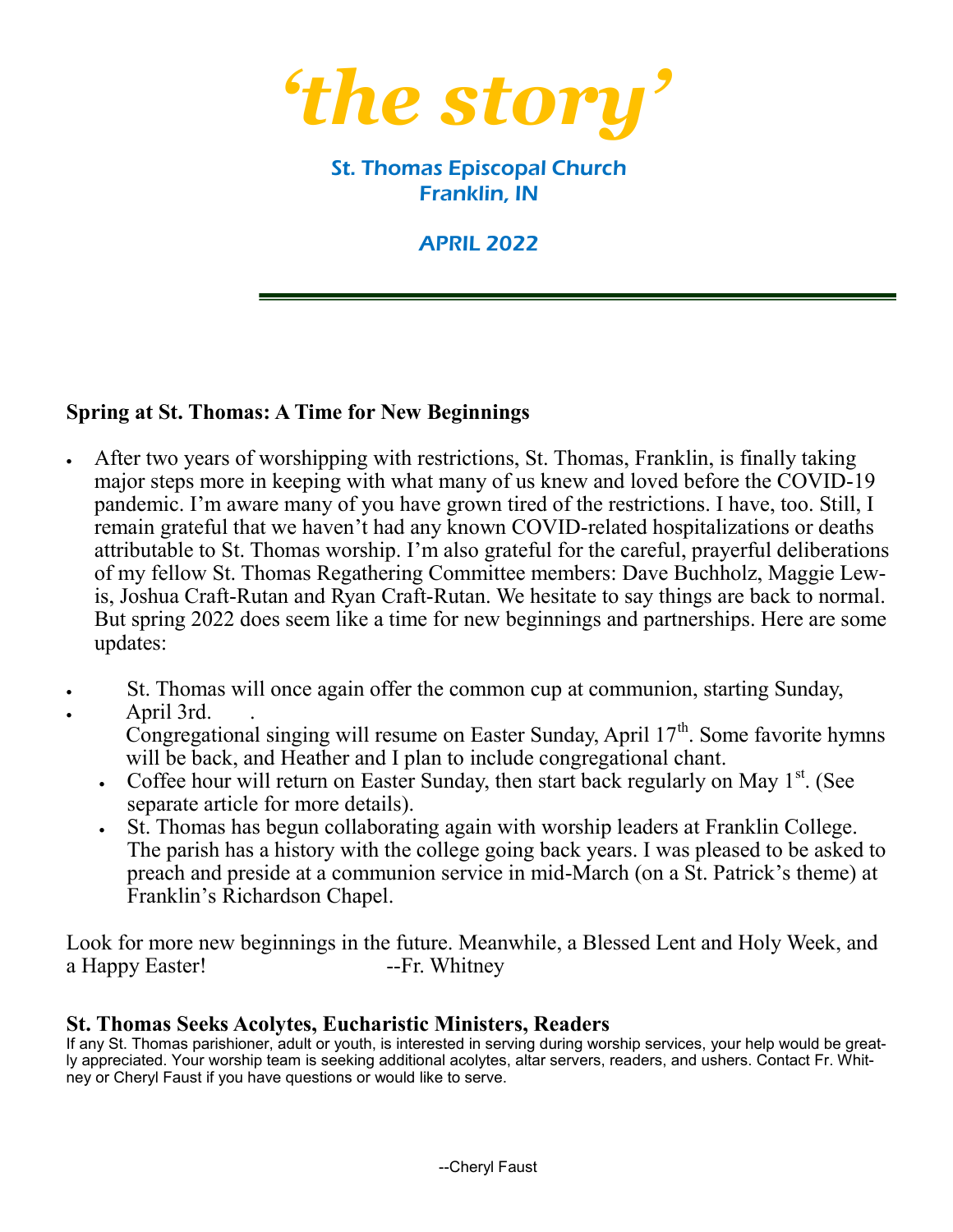# 'the story'

St. Thomas Episcopal Church
Franklin, IN

APRIL 2022

---

### Spring at St. Thomas: A Time for New Beginnings

- After two years of worshipping with restrictions, St. Thomas, Franklin, is finally taking major steps more in keeping with what many of us knew and loved before the COVID-19 pandemic. I'm aware many of you have grown tired of the restrictions. I have, too. Still, I remain grateful that we haven't had any known COVID-related hospitalizations or deaths attributable to St. Thomas worship. I'm also grateful for the careful, prayerful deliberations of my fellow St. Thomas Regathering Committee members: Dave Buchholz, Maggie Lewis, Joshua Craft-Rutan and Ryan Craft-Rutan. We hesitate to say things are back to normal. But spring 2022 does seem like a time for new beginnings and partnerships. Here are some updates:

- St. Thomas will once again offer the common cup at communion, starting Sunday, April 3rd.
- Congregational singing will resume on Easter Sunday, April 17th. Some favorite hymns will be back, and Heather and I plan to include congregational chant.
- Coffee hour will return on Easter Sunday, then start back regularly on May 1st. (See separate article for more details).
- St. Thomas has begun collaborating again with worship leaders at Franklin College. The parish has a history with the college going back years. I was pleased to be asked to preach and preside at a communion service in mid-March (on a St. Patrick's theme) at Franklin's Richardson Chapel.

Look for more new beginnings in the future. Meanwhile, a Blessed Lent and Holy Week, and a Happy Easter! --Fr. Whitney

### St. Thomas Seeks Acolytes, Eucharistic Ministers, Readers

If any St. Thomas parishioner, adult or youth, is interested in serving during worship services, your help would be greatly appreciated. Your worship team is seeking additional acolytes, altar servers, readers, and ushers. Contact Fr. Whitney or Cheryl Faust if you have questions or would like to serve.

--Cheryl Faust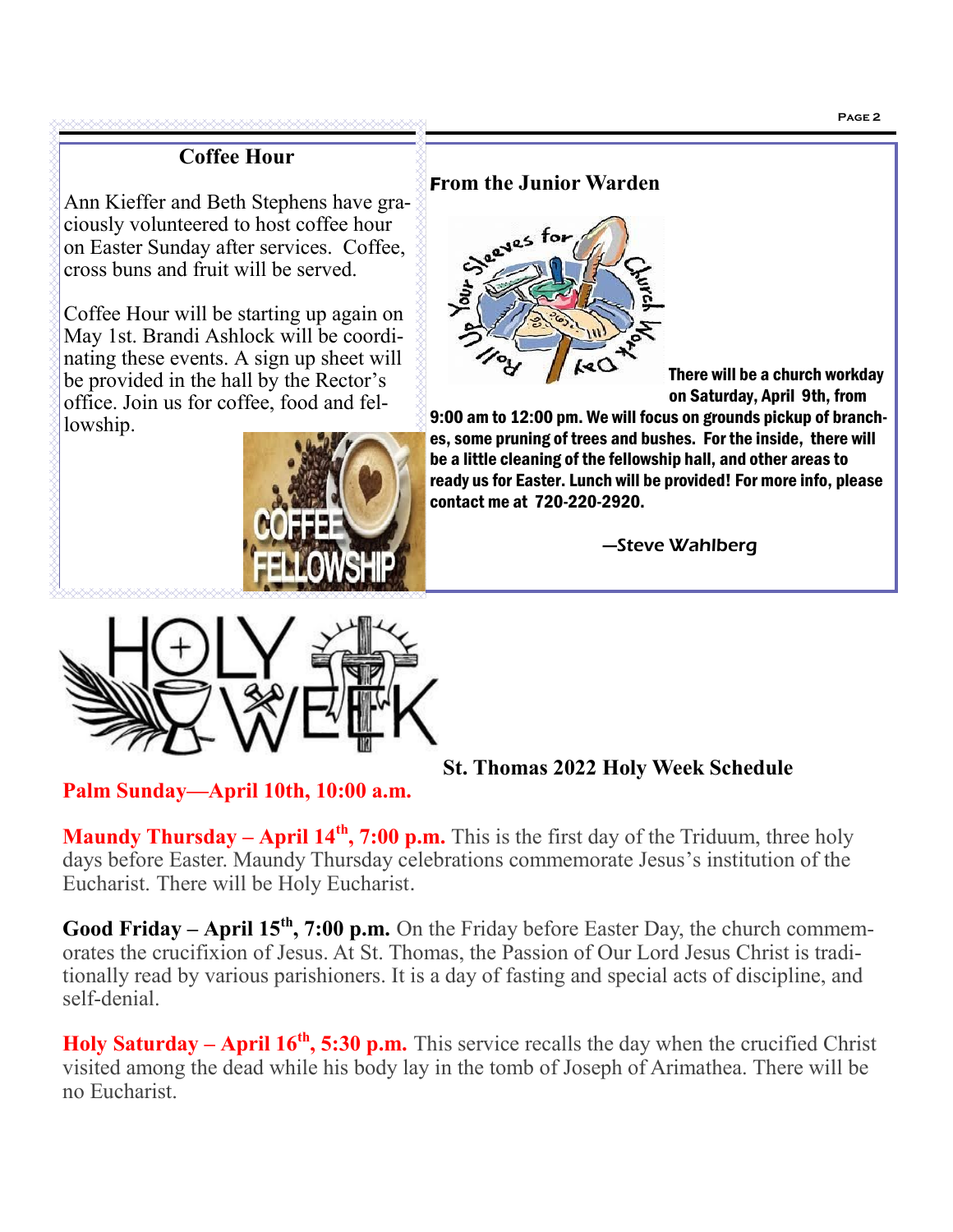## Coffee Hour

Ann Kieffer and Beth Stephens have graciously volunteered to host coffee hour on Easter Sunday after services. Coffee, cross buns and fruit will be served.

Coffee Hour will be starting up again on May 1st. Brandi Ashlock will be coordinating these events. A sign up sheet will be provided in the hall by the Rector's office. Join us for coffee, food and fellowship.

## From the Junior Warden

**There will be a church workday on Saturday, April 9th, from 9:00 am to 12:00 pm. We will focus on grounds pickup of branches, some pruning of trees and bushes. For the inside, there will be a little cleaning of the fellowship hall, and other areas to ready us for Easter. Lunch will be provided! For more info, please contact me at 720-220-2920.**

—Steve Wahlberg

## St. Thomas 2022 Holy Week Schedule

**Palm Sunday—April 10th, 10:00 a.m.**

**Maundy Thursday – April 14th, 7:00 p.m.** This is the first day of the Triduum, three holy days before Easter. Maundy Thursday celebrations commemorate Jesus's institution of the Eucharist. There will be Holy Eucharist.

**Good Friday – April 15th, 7:00 p.m.** On the Friday before Easter Day, the church commemorates the crucifixion of Jesus. At St. Thomas, the Passion of Our Lord Jesus Christ is traditionally read by various parishioners. It is a day of fasting and special acts of discipline, and self-denial.

**Holy Saturday – April 16th, 5:30 p.m.** This service recalls the day when the crucified Christ visited among the dead while his body lay in the tomb of Joseph of Arimathea. There will be no Eucharist.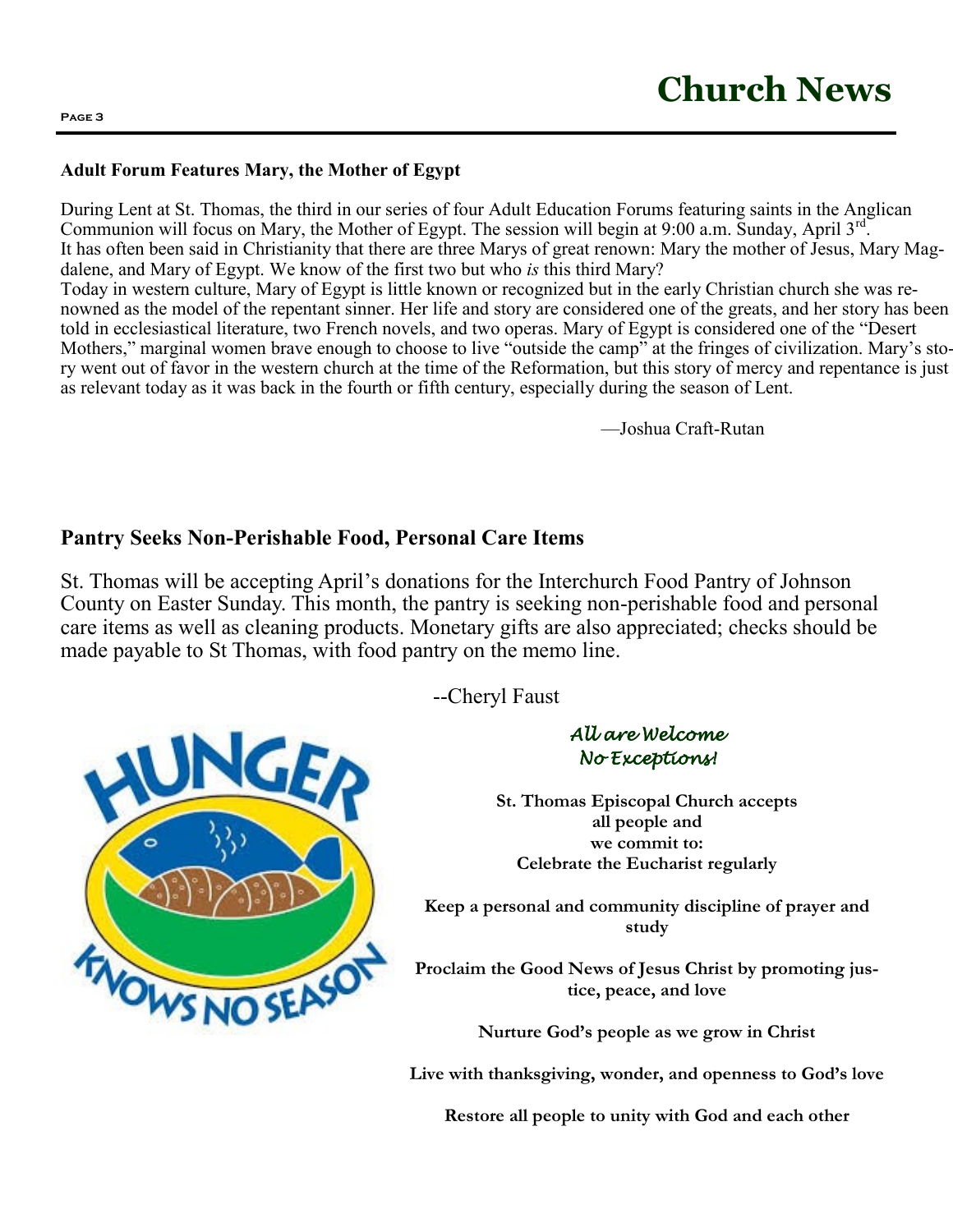# Church News

**Adult Forum Features Mary, the Mother of Egypt**

During Lent at St. Thomas, the third in our series of four Adult Education Forums featuring saints in the Anglican Communion will focus on Mary, the Mother of Egypt. The session will begin at 9:00 a.m. Sunday, April 3rd.

It has often been said in Christianity that there are three Marys of great renown: Mary the mother of Jesus, Mary Magdalene, and Mary of Egypt. We know of the first two but who *is* this third Mary?

Today in western culture, Mary of Egypt is little known or recognized but in the early Christian church she was renowned as the model of the repentant sinner. Her life and story are considered one of the greats, and her story has been told in ecclesiastical literature, two French novels, and two operas. Mary of Egypt is considered one of the "Desert Mothers," marginal women brave enough to choose to live "outside the camp" at the fringes of civilization. Mary's story went out of favor in the western church at the time of the Reformation, but this story of mercy and repentance is just as relevant today as it was back in the fourth or fifth century, especially during the season of Lent.

—Joshua Craft-Rutan

## Pantry Seeks Non-Perishable Food, Personal Care Items

St. Thomas will be accepting April's donations for the Interchurch Food Pantry of Johnson County on Easter Sunday. This month, the pantry is seeking non-perishable food and personal care items as well as cleaning products. Monetary gifts are also appreciated; checks should be made payable to St Thomas, with food pantry on the memo line.

--Cheryl Faust

HUNGER KNOWS NO SEASON

***All are Welcome***
***No Exceptions!***

**St. Thomas Episcopal Church accepts all people and we commit to:**

**Celebrate the Eucharist regularly**

**Keep a personal and community discipline of prayer and study**

**Proclaim the Good News of Jesus Christ by promoting justice, peace, and love**

**Nurture God's people as we grow in Christ**

**Live with thanksgiving, wonder, and openness to God's love**

**Restore all people to unity with God and each other**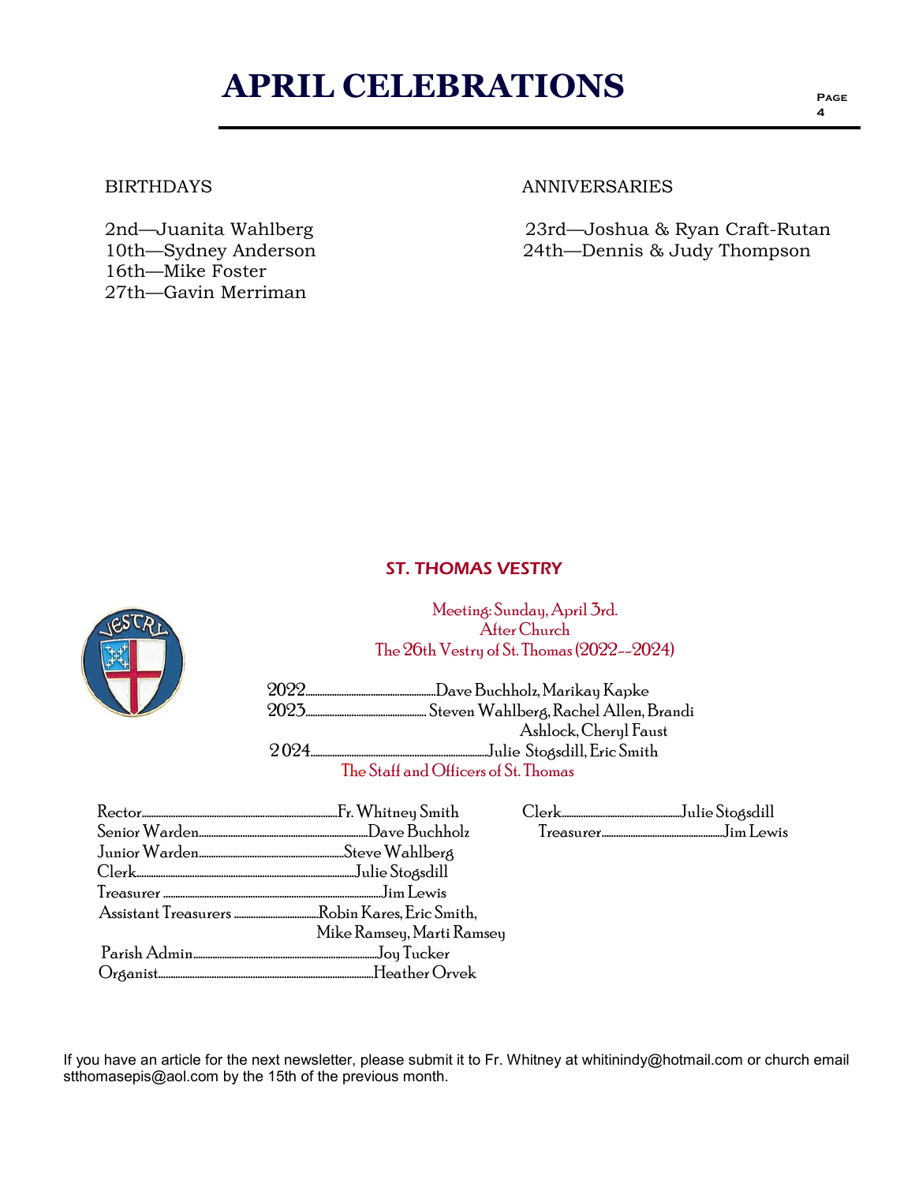# APRIL CELEBRATIONS

BIRTHDAYS

2nd—Juanita Wahlberg
10th—Sydney Anderson
16th—Mike Foster
27th—Gavin Merriman

ANNIVERSARIES

23rd—Joshua & Ryan Craft-Rutan
24th—Dennis & Judy Thompson

## ST. THOMAS VESTRY

Meeting: Sunday, April 3rd.
After Church
The 26th Vestry of St. Thomas (2022--2024)

2022.........................Dave Buchholz, Marikay Kapke
2023......................... Steven Wahlberg, Rachel Allen, Brandi Ashlock, Cheryl Faust
2024.........................Julie Stogsdill, Eric Smith

The Staff and Officers of St. Thomas

Rector.........................Fr. Whitney Smith
Senior Warden.........................Dave Buchholz
Junior Warden.........................Steve Wahlberg
Clerk.........................Julie Stogsdill
Treasurer .........................Jim Lewis
Assistant Treasurers .........................Robin Kares, Eric Smith, Mike Ramsey, Marti Ramsey
Parish Admin.........................Joy Tucker
Organist.........................Heather Orvek

Clerk.........................Julie Stogsdill
Treasurer.........................Jim Lewis

If you have an article for the next newsletter, please submit it to Fr. Whitney at whitinindy@hotmail.com or church email stthomasepis@aol.com by the 15th of the previous month.